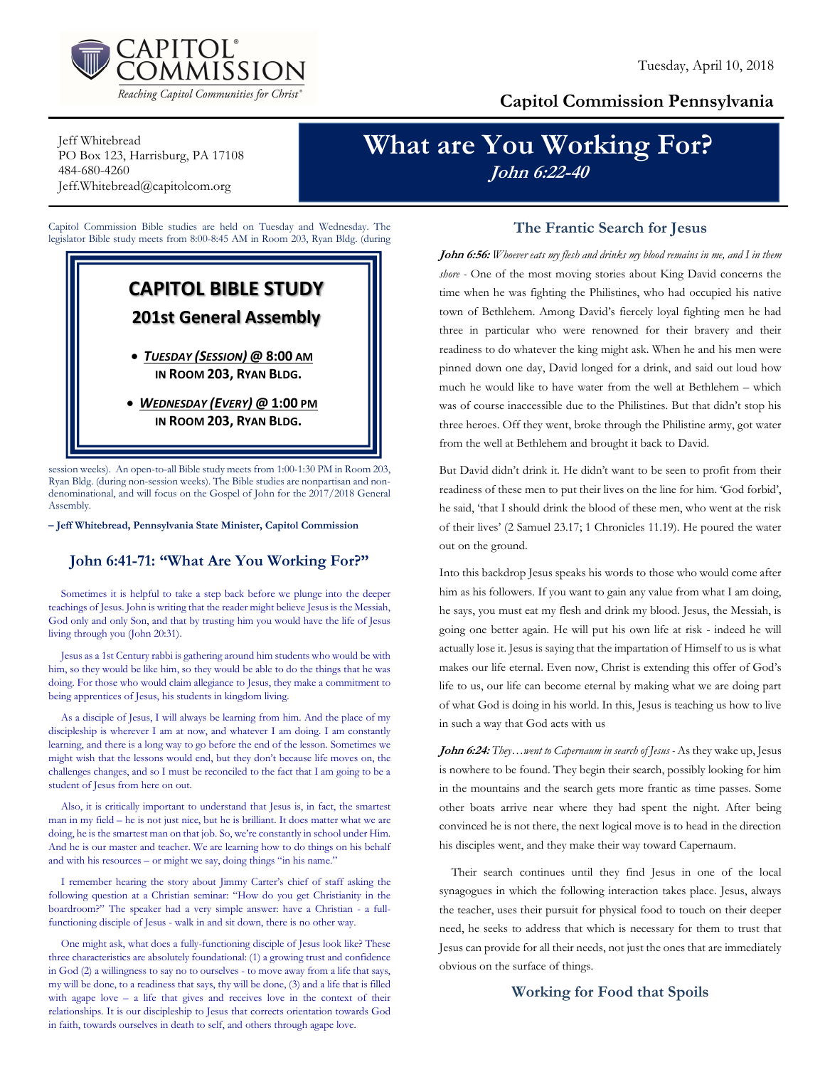CAPITOL COMMISSION

*Reaching Capitol Communities for Christ*

Tuesday, April 10, 2018

**Capitol Commission Pennsylvania**

Jeff Whitebread
PO Box 123, Harrisburg, PA 17108
484-680-4260
Jeff.Whitebread@capitolcom.org

# What are You Working For?

***John 6:22-40***

Capitol Commission Bible studies are held on Tuesday and Wednesday. The legislator Bible study meets from 8:00-8:45 AM in Room 203, Ryan Bldg. (during session weeks). An open-to-all Bible study meets from 1:00-1:30 PM in Room 203, Ryan Bldg. (during non-session weeks). The Bible studies are nonpartisan and non-denominational, and will focus on the Gospel of John for the 2017/2018 General Assembly.

> **CAPITOL BIBLE STUDY**
> **201st General Assembly**
>
> - ***TUESDAY (SESSION)* @ 8:00 AM IN ROOM 203, RYAN BLDG.**
> - ***WEDNESDAY (EVERY)* @ 1:00 PM IN ROOM 203, RYAN BLDG.**

**– Jeff Whitebread, Pennsylvania State Minister, Capitol Commission**

## John 6:41-71: "What Are You Working For?"

Sometimes it is helpful to take a step back before we plunge into the deeper teachings of Jesus. John is writing that the reader might believe Jesus is the Messiah, God only and only Son, and that by trusting him you would have the life of Jesus living through you (John 20:31).

Jesus as a 1st Century rabbi is gathering around him students who would be with him, so they would be like him, so they would be able to do the things that he was doing. For those who would claim allegiance to Jesus, they make a commitment to being apprentices of Jesus, his students in kingdom living.

As a disciple of Jesus, I will always be learning from him. And the place of my discipleship is wherever I am at now, and whatever I am doing. I am constantly learning, and there is a long way to go before the end of the lesson. Sometimes we might wish that the lessons would end, but they don't because life moves on, the challenges changes, and so I must be reconciled to the fact that I am going to be a student of Jesus from here on out.

Also, it is critically important to understand that Jesus is, in fact, the smartest man in my field – he is not just nice, but he is brilliant. It does matter what we are doing, he is the smartest man on that job. So, we're constantly in school under Him. And he is our master and teacher. We are learning how to do things on his behalf and with his resources – or might we say, doing things "in his name."

I remember hearing the story about Jimmy Carter's chief of staff asking the following question at a Christian seminar: "How do you get Christianity in the boardroom?" The speaker had a very simple answer: have a Christian - a full-functioning disciple of Jesus - walk in and sit down, there is no other way.

One might ask, what does a fully-functioning disciple of Jesus look like? These three characteristics are absolutely foundational: (1) a growing trust and confidence in God (2) a willingness to say no to ourselves - to move away from a life that says, my will be done, to a readiness that says, thy will be done, (3) and a life that is filled with agape love – a life that gives and receives love in the context of their relationships. It is our discipleship to Jesus that corrects orientation towards God in faith, towards ourselves in death to self, and others through agape love.

## The Frantic Search for Jesus

***John 6:56:*** *Whoever eats my flesh and drinks my blood remains in me, and I in them shore* - One of the most moving stories about King David concerns the time when he was fighting the Philistines, who had occupied his native town of Bethlehem. Among David's fiercely loyal fighting men he had three in particular who were renowned for their bravery and their readiness to do whatever the king might ask. When he and his men were pinned down one day, David longed for a drink, and said out loud how much he would like to have water from the well at Bethlehem – which was of course inaccessible due to the Philistines. But that didn't stop his three heroes. Off they went, broke through the Philistine army, got water from the well at Bethlehem and brought it back to David.

But David didn't drink it. He didn't want to be seen to profit from their readiness of these men to put their lives on the line for him. 'God forbid', he said, 'that I should drink the blood of these men, who went at the risk of their lives' (2 Samuel 23.17; 1 Chronicles 11.19). He poured the water out on the ground.

Into this backdrop Jesus speaks his words to those who would come after him as his followers. If you want to gain any value from what I am doing, he says, you must eat my flesh and drink my blood. Jesus, the Messiah, is going one better again. He will put his own life at risk - indeed he will actually lose it. Jesus is saying that the impartation of Himself to us is what makes our life eternal. Even now, Christ is extending this offer of God's life to us, our life can become eternal by making what we are doing part of what God is doing in his world. In this, Jesus is teaching us how to live in such a way that God acts with us

***John 6:24:*** *They…went to Capernaum in search of Jesus* - As they wake up, Jesus is nowhere to be found. They begin their search, possibly looking for him in the mountains and the search gets more frantic as time passes. Some other boats arrive near where they had spent the night. After being convinced he is not there, the next logical move is to head in the direction his disciples went, and they make their way toward Capernaum.

Their search continues until they find Jesus in one of the local synagogues in which the following interaction takes place. Jesus, always the teacher, uses their pursuit for physical food to touch on their deeper need, he seeks to address that which is necessary for them to trust that Jesus can provide for all their needs, not just the ones that are immediately obvious on the surface of things.

## Working for Food that Spoils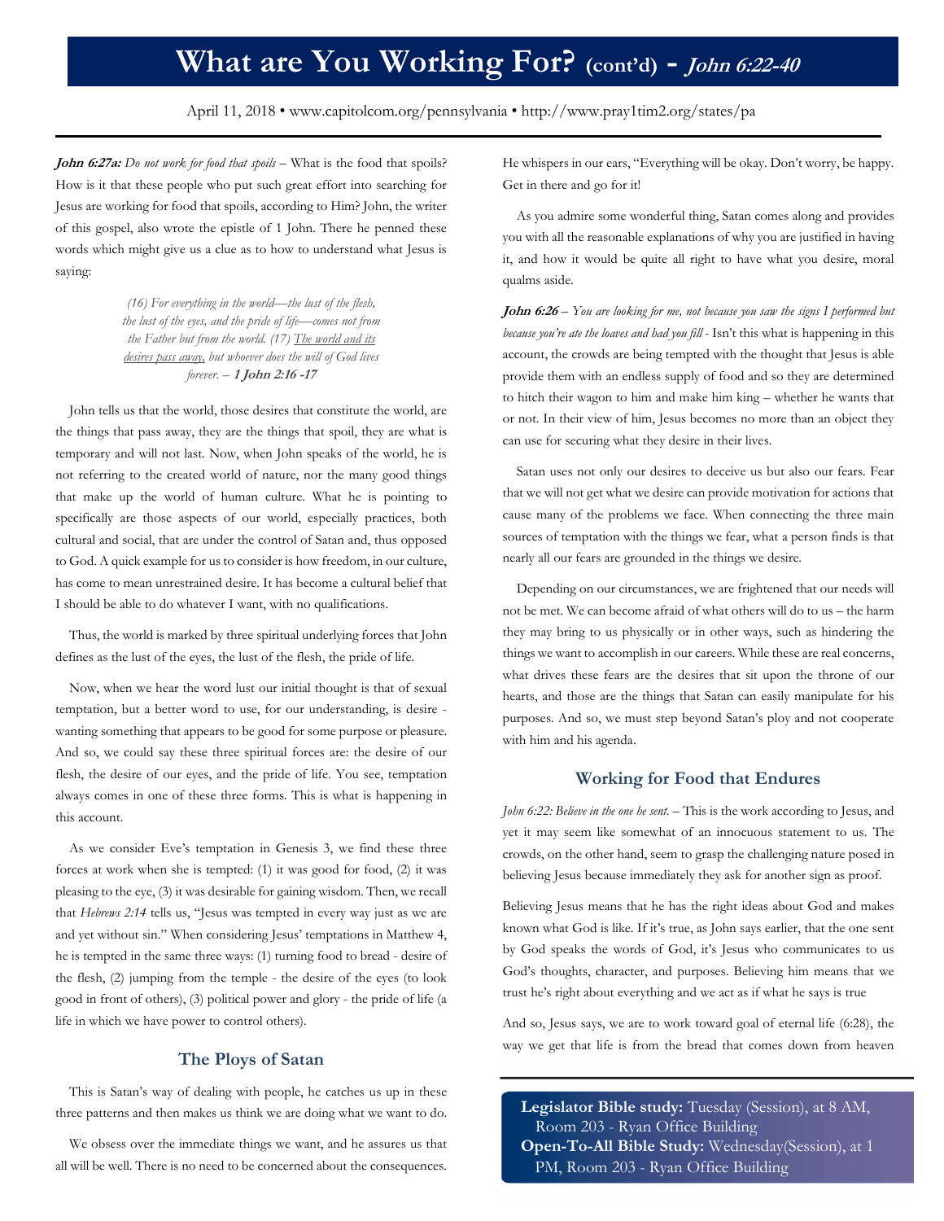# What are You Working For? (cont'd) - *John 6:22-40*

April 11, 2018 • www.capitolcom.org/pennsylvania • http://www.pray1tim2.org/states/pa

***John 6:27a:*** *Do not work for food that spoils* – What is the food that spoils? How is it that these people who put such great effort into searching for Jesus are working for food that spoils, according to Him? John, the writer of this gospel, also wrote the epistle of 1 John. There he penned these words which might give us a clue as to how to understand what Jesus is saying:

> *(16) For everything in the world—the lust of the flesh, the lust of the eyes, and the pride of life—comes not from the Father but from the world. (17) The world and its desires pass away, but whoever does the will of God lives forever.* – ***1 John 2:16 -17***

John tells us that the world, those desires that constitute the world, are the things that pass away, they are the things that spoil, they are what is temporary and will not last. Now, when John speaks of the world, he is not referring to the created world of nature, nor the many good things that make up the world of human culture. What he is pointing to specifically are those aspects of our world, especially practices, both cultural and social, that are under the control of Satan and, thus opposed to God. A quick example for us to consider is how freedom, in our culture, has come to mean unrestrained desire. It has become a cultural belief that I should be able to do whatever I want, with no qualifications.

Thus, the world is marked by three spiritual underlying forces that John defines as the lust of the eyes, the lust of the flesh, the pride of life.

Now, when we hear the word lust our initial thought is that of sexual temptation, but a better word to use, for our understanding, is desire - wanting something that appears to be good for some purpose or pleasure. And so, we could say these three spiritual forces are: the desire of our flesh, the desire of our eyes, and the pride of life. You see, temptation always comes in one of these three forms. This is what is happening in this account.

As we consider Eve's temptation in Genesis 3, we find these three forces at work when she is tempted: (1) it was good for food, (2) it was pleasing to the eye, (3) it was desirable for gaining wisdom. Then, we recall that *Hebrews 2:14* tells us, "Jesus was tempted in every way just as we are and yet without sin." When considering Jesus' temptations in Matthew 4, he is tempted in the same three ways: (1) turning food to bread - desire of the flesh, (2) jumping from the temple - the desire of the eyes (to look good in front of others), (3) political power and glory - the pride of life (a life in which we have power to control others).

## The Ploys of Satan

This is Satan's way of dealing with people, he catches us up in these three patterns and then makes us think we are doing what we want to do.

We obsess over the immediate things we want, and he assures us that all will be well. There is no need to be concerned about the consequences. He whispers in our ears, "Everything will be okay. Don't worry, be happy. Get in there and go for it!

As you admire some wonderful thing, Satan comes along and provides you with all the reasonable explanations of why you are justified in having it, and how it would be quite all right to have what you desire, moral qualms aside.

***John 6:26*** *– You are looking for me, not because you saw the signs I performed but because you're ate the loaves and had you fill* - Isn't this what is happening in this account, the crowds are being tempted with the thought that Jesus is able provide them with an endless supply of food and so they are determined to hitch their wagon to him and make him king – whether he wants that or not. In their view of him, Jesus becomes no more than an object they can use for securing what they desire in their lives.

Satan uses not only our desires to deceive us but also our fears. Fear that we will not get what we desire can provide motivation for actions that cause many of the problems we face. When connecting the three main sources of temptation with the things we fear, what a person finds is that nearly all our fears are grounded in the things we desire.

Depending on our circumstances, we are frightened that our needs will not be met. We can become afraid of what others will do to us – the harm they may bring to us physically or in other ways, such as hindering the things we want to accomplish in our careers. While these are real concerns, what drives these fears are the desires that sit upon the throne of our hearts, and those are the things that Satan can easily manipulate for his purposes. And so, we must step beyond Satan's ploy and not cooperate with him and his agenda.

## Working for Food that Endures

*John 6:22: Believe in the one he sent.* – This is the work according to Jesus, and yet it may seem like somewhat of an innocuous statement to us. The crowds, on the other hand, seem to grasp the challenging nature posed in believing Jesus because immediately they ask for another sign as proof.

Believing Jesus means that he has the right ideas about God and makes known what God is like. If it's true, as John says earlier, that the one sent by God speaks the words of God, it's Jesus who communicates to us God's thoughts, character, and purposes. Believing him means that we trust he's right about everything and we act as if what he says is true

And so, Jesus says, we are to work toward goal of eternal life (6:28), the way we get that life is from the bread that comes down from heaven

**Legislator Bible study:** Tuesday (Session), at 8 AM, Room 203 - Ryan Office Building
**Open-To-All Bible Study:** Wednesday(Session), at 1 PM, Room 203 - Ryan Office Building